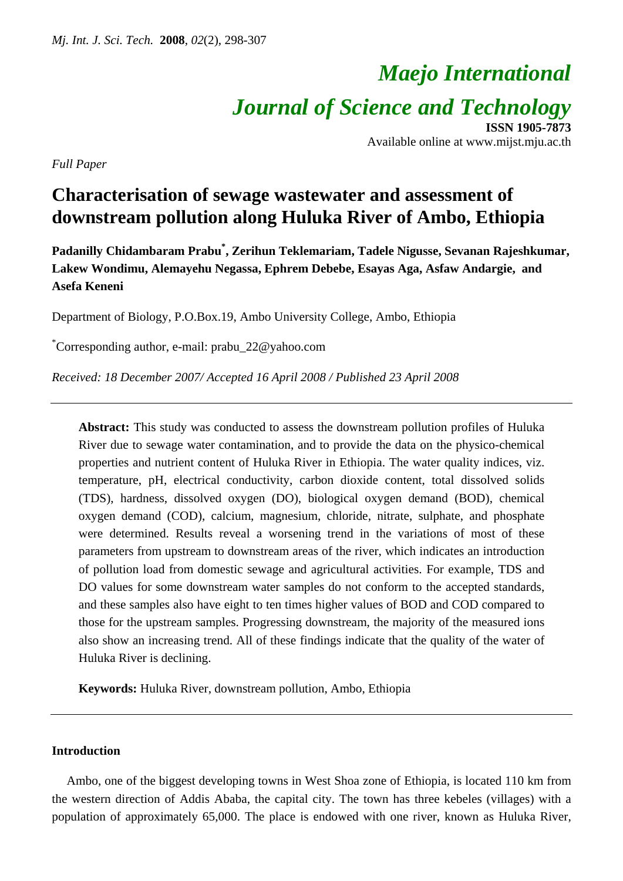# Maejo International Journal of Science and Technology

**ISSN 1905-7873**
Available online at www.mijst.mju.ac.th

*Full Paper*

## Characterisation of sewage wastewater and assessment of downstream pollution along Huluka River of Ambo, Ethiopia

**Padanilly Chidambaram Prabu*, Zerihun Teklemariam, Tadele Nigusse, Sevanan Rajeshkumar, Lakew Wondimu, Alemayehu Negassa, Ephrem Debebe, Esayas Aga, Asfaw Andargie, and Asefa Keneni**

Department of Biology, P.O.Box.19, Ambo University College, Ambo, Ethiopia

*Corresponding author, e-mail: prabu_22@yahoo.com

*Received: 18 December 2007/ Accepted 16 April 2008 / Published 23 April 2008*

---

**Abstract:** This study was conducted to assess the downstream pollution profiles of Huluka River due to sewage water contamination, and to provide the data on the physico-chemical properties and nutrient content of Huluka River in Ethiopia. The water quality indices, viz. temperature, pH, electrical conductivity, carbon dioxide content, total dissolved solids (TDS), hardness, dissolved oxygen (DO), biological oxygen demand (BOD), chemical oxygen demand (COD), calcium, magnesium, chloride, nitrate, sulphate, and phosphate were determined. Results reveal a worsening trend in the variations of most of these parameters from upstream to downstream areas of the river, which indicates an introduction of pollution load from domestic sewage and agricultural activities. For example, TDS and DO values for some downstream water samples do not conform to the accepted standards, and these samples also have eight to ten times higher values of BOD and COD compared to those for the upstream samples. Progressing downstream, the majority of the measured ions also show an increasing trend. All of these findings indicate that the quality of the water of Huluka River is declining.

**Keywords:** Huluka River, downstream pollution, Ambo, Ethiopia

---

### Introduction

Ambo, one of the biggest developing towns in West Shoa zone of Ethiopia, is located 110 km from the western direction of Addis Ababa, the capital city. The town has three kebeles (villages) with a population of approximately 65,000. The place is endowed with one river, known as Huluka River,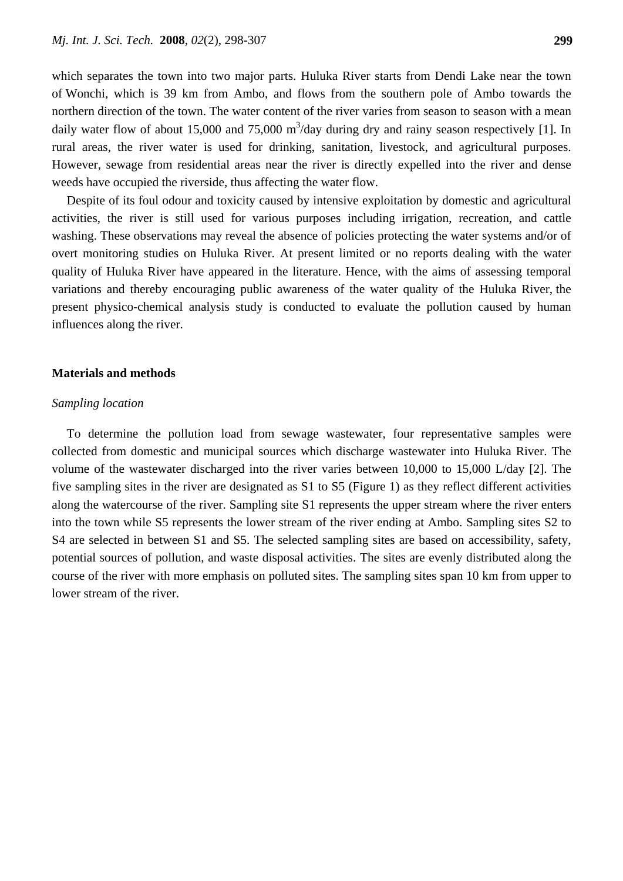which separates the town into two major parts. Huluka River starts from Dendi Lake near the town of Wonchi, which is 39 km from Ambo, and flows from the southern pole of Ambo towards the northern direction of the town. The water content of the river varies from season to season with a mean daily water flow of about 15,000 and 75,000 $m^3$/day during dry and rainy season respectively [1]. In rural areas, the river water is used for drinking, sanitation, livestock, and agricultural purposes. However, sewage from residential areas near the river is directly expelled into the river and dense weeds have occupied the riverside, thus affecting the water flow.

Despite of its foul odour and toxicity caused by intensive exploitation by domestic and agricultural activities, the river is still used for various purposes including irrigation, recreation, and cattle washing. These observations may reveal the absence of policies protecting the water systems and/or of overt monitoring studies on Huluka River. At present limited or no reports dealing with the water quality of Huluka River have appeared in the literature. Hence, with the aims of assessing temporal variations and thereby encouraging public awareness of the water quality of the Huluka River, the present physico-chemical analysis study is conducted to evaluate the pollution caused by human influences along the river.

## Materials and methods

### *Sampling location*

To determine the pollution load from sewage wastewater, four representative samples were collected from domestic and municipal sources which discharge wastewater into Huluka River. The volume of the wastewater discharged into the river varies between 10,000 to 15,000 L/day [2]. The five sampling sites in the river are designated as S1 to S5 (Figure 1) as they reflect different activities along the watercourse of the river. Sampling site S1 represents the upper stream where the river enters into the town while S5 represents the lower stream of the river ending at Ambo. Sampling sites S2 to S4 are selected in between S1 and S5. The selected sampling sites are based on accessibility, safety, potential sources of pollution, and waste disposal activities. The sites are evenly distributed along the course of the river with more emphasis on polluted sites. The sampling sites span 10 km from upper to lower stream of the river.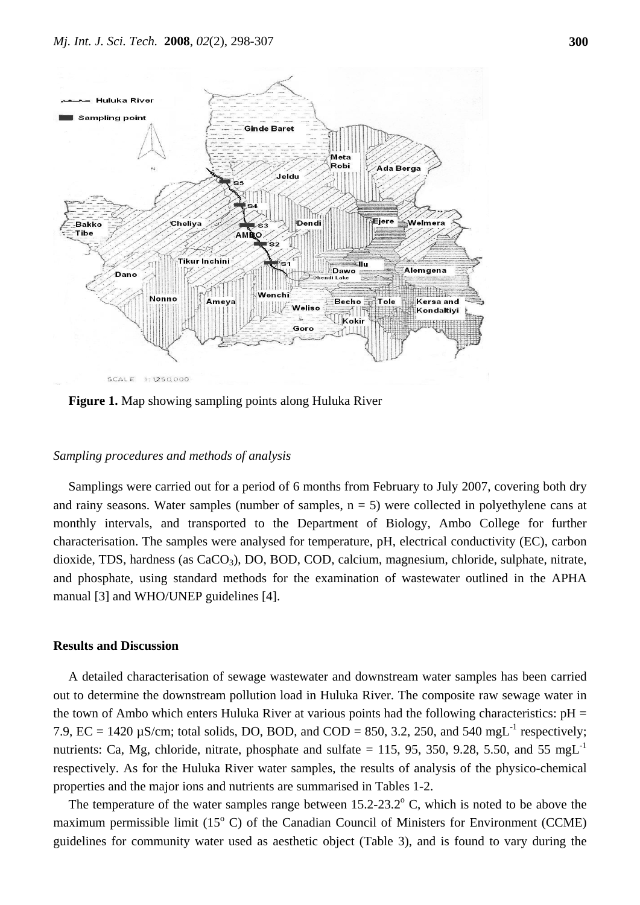**Figure 1.** Map showing sampling points along Huluka River

*Sampling procedures and methods of analysis*

Samplings were carried out for a period of 6 months from February to July 2007, covering both dry and rainy seasons. Water samples (number of samples, n = 5) were collected in polyethylene cans at monthly intervals, and transported to the Department of Biology, Ambo College for further characterisation. The samples were analysed for temperature, pH, electrical conductivity (EC), carbon dioxide, TDS, hardness (as $CaCO_3$), DO, BOD, COD, calcium, magnesium, chloride, sulphate, nitrate, and phosphate, using standard methods for the examination of wastewater outlined in the APHA manual [3] and WHO/UNEP guidelines [4].

## Results and Discussion

A detailed characterisation of sewage wastewater and downstream water samples has been carried out to determine the downstream pollution load in Huluka River. The composite raw sewage water in the town of Ambo which enters Huluka River at various points had the following characteristics: pH = 7.9, EC = 1420 µS/cm; total solids, DO, BOD, and COD = 850, 3.2, 250, and 540 $mgL^{-1}$ respectively; nutrients: Ca, Mg, chloride, nitrate, phosphate and sulfate = 115, 95, 350, 9.28, 5.50, and 55 $mgL^{-1}$ respectively. As for the Huluka River water samples, the results of analysis of the physico-chemical properties and the major ions and nutrients are summarised in Tables 1-2.

The temperature of the water samples range between 15.2-23.2$^{o}$ C, which is noted to be above the maximum permissible limit (15$^{o}$ C) of the Canadian Council of Ministers for Environment (CCME) guidelines for community water used as aesthetic object (Table 3), and is found to vary during the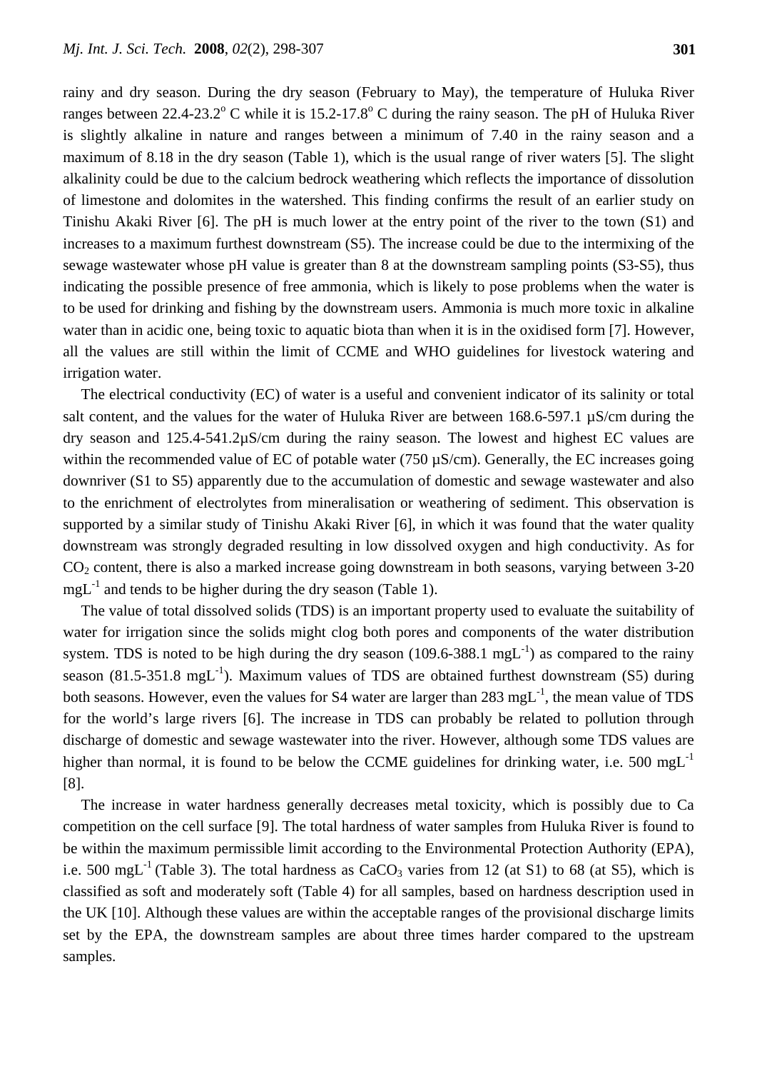rainy and dry season. During the dry season (February to May), the temperature of Huluka River ranges between 22.4-23.2$^{o}$ C while it is 15.2-17.8$^{o}$ C during the rainy season. The pH of Huluka River is slightly alkaline in nature and ranges between a minimum of 7.40 in the rainy season and a maximum of 8.18 in the dry season (Table 1), which is the usual range of river waters [5]. The slight alkalinity could be due to the calcium bedrock weathering which reflects the importance of dissolution of limestone and dolomites in the watershed. This finding confirms the result of an earlier study on Tinishu Akaki River [6]. The pH is much lower at the entry point of the river to the town (S1) and increases to a maximum furthest downstream (S5). The increase could be due to the intermixing of the sewage wastewater whose pH value is greater than 8 at the downstream sampling points (S3-S5), thus indicating the possible presence of free ammonia, which is likely to pose problems when the water is to be used for drinking and fishing by the downstream users. Ammonia is much more toxic in alkaline water than in acidic one, being toxic to aquatic biota than when it is in the oxidised form [7]. However, all the values are still within the limit of CCME and WHO guidelines for livestock watering and irrigation water.

The electrical conductivity (EC) of water is a useful and convenient indicator of its salinity or total salt content, and the values for the water of Huluka River are between 168.6-597.1 µS/cm during the dry season and 125.4-541.2µS/cm during the rainy season. The lowest and highest EC values are within the recommended value of EC of potable water (750 µS/cm). Generally, the EC increases going downriver (S1 to S5) apparently due to the accumulation of domestic and sewage wastewater and also to the enrichment of electrolytes from mineralisation or weathering of sediment. This observation is supported by a similar study of Tinishu Akaki River [6], in which it was found that the water quality downstream was strongly degraded resulting in low dissolved oxygen and high conductivity. As for $CO_2$ content, there is also a marked increase going downstream in both seasons, varying between 3-20 mgL$^{-1}$ and tends to be higher during the dry season (Table 1).

The value of total dissolved solids (TDS) is an important property used to evaluate the suitability of water for irrigation since the solids might clog both pores and components of the water distribution system. TDS is noted to be high during the dry season (109.6-388.1 mgL$^{-1}$) as compared to the rainy season (81.5-351.8 mgL$^{-1}$). Maximum values of TDS are obtained furthest downstream (S5) during both seasons. However, even the values for S4 water are larger than 283 mgL$^{-1}$, the mean value of TDS for the world's large rivers [6]. The increase in TDS can probably be related to pollution through discharge of domestic and sewage wastewater into the river. However, although some TDS values are higher than normal, it is found to be below the CCME guidelines for drinking water, i.e. 500 mgL$^{-1}$ [8].

The increase in water hardness generally decreases metal toxicity, which is possibly due to Ca competition on the cell surface [9]. The total hardness of water samples from Huluka River is found to be within the maximum permissible limit according to the Environmental Protection Authority (EPA), i.e. 500 mgL$^{-1}$ (Table 3). The total hardness as $CaCO_3$ varies from 12 (at S1) to 68 (at S5), which is classified as soft and moderately soft (Table 4) for all samples, based on hardness description used in the UK [10]. Although these values are within the acceptable ranges of the provisional discharge limits set by the EPA, the downstream samples are about three times harder compared to the upstream samples.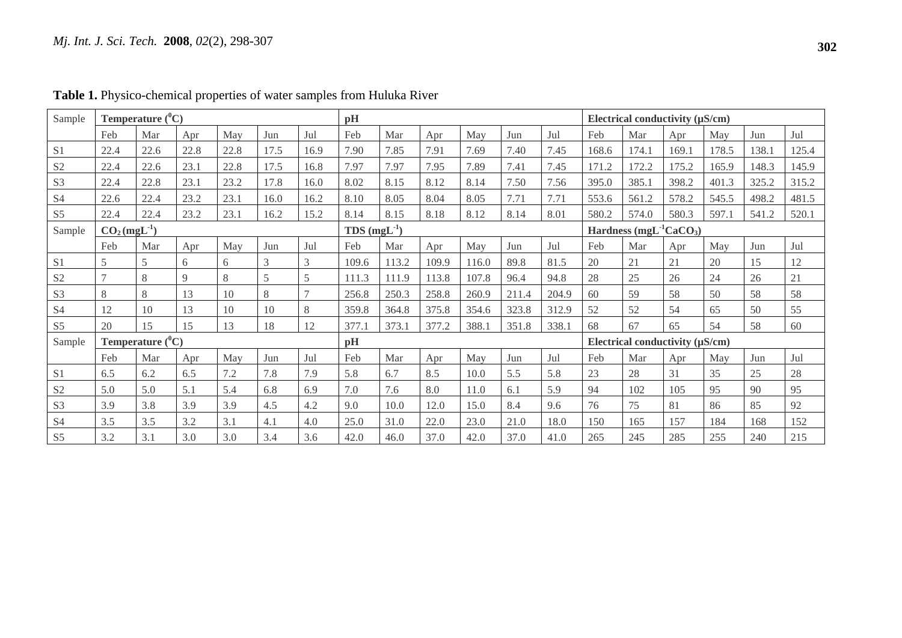**Table 1.** Physico-chemical properties of water samples from Huluka River

| Sample | Temperature ($^0$C) | | | | | | pH | | | | | | Electrical conductivity (μS/cm) | | | | | |
|---|---|---|---|---|---|---|---|---|---|---|---|---|---|---|---|---|---|---|
| | Feb | Mar | Apr | May | Jun | Jul | Feb | Mar | Apr | May | Jun | Jul | Feb | Mar | Apr | May | Jun | Jul |
| S1 | 22.4 | 22.6 | 22.8 | 22.8 | 17.5 | 16.9 | 7.90 | 7.85 | 7.91 | 7.69 | 7.40 | 7.45 | 168.6 | 174.1 | 169.1 | 178.5 | 138.1 | 125.4 |
| S2 | 22.4 | 22.6 | 23.1 | 22.8 | 17.5 | 16.8 | 7.97 | 7.97 | 7.95 | 7.89 | 7.41 | 7.45 | 171.2 | 172.2 | 175.2 | 165.9 | 148.3 | 145.9 |
| S3 | 22.4 | 22.8 | 23.1 | 23.2 | 17.8 | 16.0 | 8.02 | 8.15 | 8.12 | 8.14 | 7.50 | 7.56 | 395.0 | 385.1 | 398.2 | 401.3 | 325.2 | 315.2 |
| S4 | 22.6 | 22.4 | 23.2 | 23.1 | 16.0 | 16.2 | 8.10 | 8.05 | 8.04 | 8.05 | 7.71 | 7.71 | 553.6 | 561.2 | 578.2 | 545.5 | 498.2 | 481.5 |
| S5 | 22.4 | 22.4 | 23.2 | 23.1 | 16.2 | 15.2 | 8.14 | 8.15 | 8.18 | 8.12 | 8.14 | 8.01 | 580.2 | 574.0 | 580.3 | 597.1 | 541.2 | 520.1 |
| Sample | $CO_2$ (mgL$^{-1}$) | | | | | | TDS (mgL$^{-1}$) | | | | | | Hardness (mgL$^{-1}$$CaCO_3$) | | | | | |
| | Feb | Mar | Apr | May | Jun | Jul | Feb | Mar | Apr | May | Jun | Jul | Feb | Mar | Apr | May | Jun | Jul |
| S1 | 5 | 5 | 6 | 6 | 3 | 3 | 109.6 | 113.2 | 109.9 | 116.0 | 89.8 | 81.5 | 20 | 21 | 21 | 20 | 15 | 12 |
| S2 | 7 | 8 | 9 | 8 | 5 | 5 | 111.3 | 111.9 | 113.8 | 107.8 | 96.4 | 94.8 | 28 | 25 | 26 | 24 | 26 | 21 |
| S3 | 8 | 8 | 13 | 10 | 8 | 7 | 256.8 | 250.3 | 258.8 | 260.9 | 211.4 | 204.9 | 60 | 59 | 58 | 50 | 58 | 58 |
| S4 | 12 | 10 | 13 | 10 | 10 | 8 | 359.8 | 364.8 | 375.8 | 354.6 | 323.8 | 312.9 | 52 | 52 | 54 | 65 | 50 | 55 |
| S5 | 20 | 15 | 15 | 13 | 18 | 12 | 377.1 | 373.1 | 377.2 | 388.1 | 351.8 | 338.1 | 68 | 67 | 65 | 54 | 58 | 60 |
| Sample | Temperature ($^0$C) | | | | | | pH | | | | | | Electrical conductivity (μS/cm) | | | | | |
| | Feb | Mar | Apr | May | Jun | Jul | Feb | Mar | Apr | May | Jun | Jul | Feb | Mar | Apr | May | Jun | Jul |
| S1 | 6.5 | 6.2 | 6.5 | 7.2 | 7.8 | 7.9 | 5.8 | 6.7 | 8.5 | 10.0 | 5.5 | 5.8 | 23 | 28 | 31 | 35 | 25 | 28 |
| S2 | 5.0 | 5.0 | 5.1 | 5.4 | 6.8 | 6.9 | 7.0 | 7.6 | 8.0 | 11.0 | 6.1 | 5.9 | 94 | 102 | 105 | 95 | 90 | 95 |
| S3 | 3.9 | 3.8 | 3.9 | 3.9 | 4.5 | 4.2 | 9.0 | 10.0 | 12.0 | 15.0 | 8.4 | 9.6 | 76 | 75 | 81 | 86 | 85 | 92 |
| S4 | 3.5 | 3.5 | 3.2 | 3.1 | 4.1 | 4.0 | 25.0 | 31.0 | 22.0 | 23.0 | 21.0 | 18.0 | 150 | 165 | 157 | 184 | 168 | 152 |
| S5 | 3.2 | 3.1 | 3.0 | 3.0 | 3.4 | 3.6 | 42.0 | 46.0 | 37.0 | 42.0 | 37.0 | 41.0 | 265 | 245 | 285 | 255 | 240 | 215 |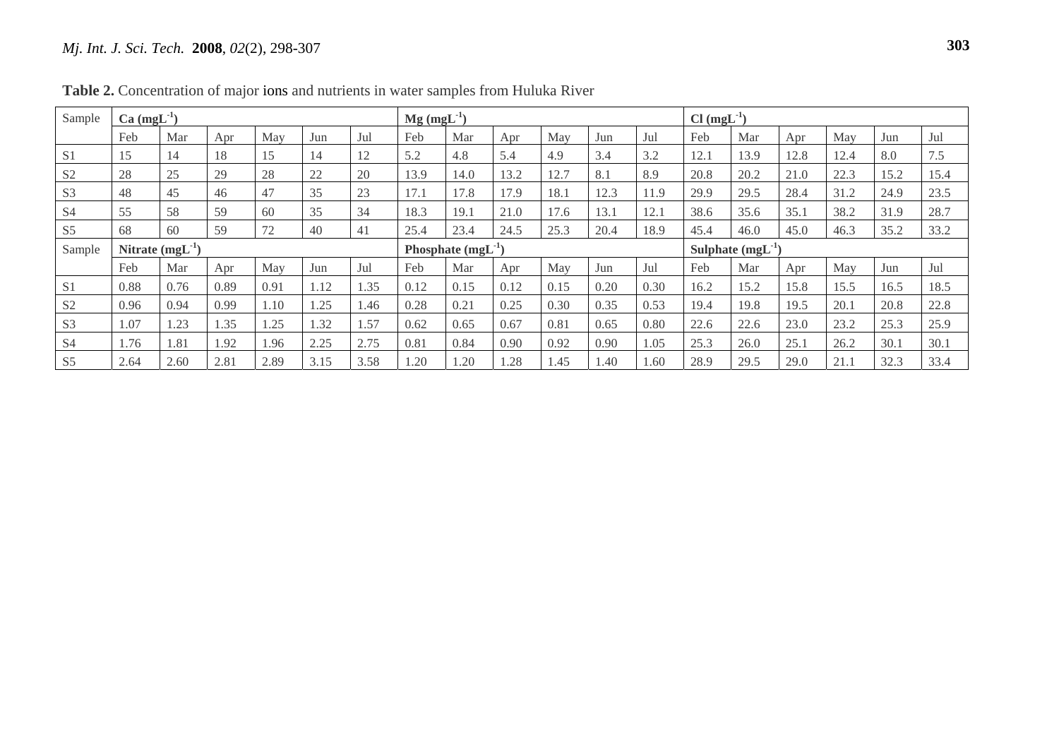**Table 2.** Concentration of major ions and nutrients in water samples from Huluka River

| Sample | Ca ($mgL^{-1}$) | | | | | | Mg ($mgL^{-1}$) | | | | | | Cl ($mgL^{-1}$) | | | | | |
|---|---|---|---|---|---|---|---|---|---|---|---|---|---|---|---|---|---|---|
| | Feb | Mar | Apr | May | Jun | Jul | Feb | Mar | Apr | May | Jun | Jul | Feb | Mar | Apr | May | Jun | Jul |
| S1 | 15 | 14 | 18 | 15 | 14 | 12 | 5.2 | 4.8 | 5.4 | 4.9 | 3.4 | 3.2 | 12.1 | 13.9 | 12.8 | 12.4 | 8.0 | 7.5 |
| S2 | 28 | 25 | 29 | 28 | 22 | 20 | 13.9 | 14.0 | 13.2 | 12.7 | 8.1 | 8.9 | 20.8 | 20.2 | 21.0 | 22.3 | 15.2 | 15.4 |
| S3 | 48 | 45 | 46 | 47 | 35 | 23 | 17.1 | 17.8 | 17.9 | 18.1 | 12.3 | 11.9 | 29.9 | 29.5 | 28.4 | 31.2 | 24.9 | 23.5 |
| S4 | 55 | 58 | 59 | 60 | 35 | 34 | 18.3 | 19.1 | 21.0 | 17.6 | 13.1 | 12.1 | 38.6 | 35.6 | 35.1 | 38.2 | 31.9 | 28.7 |
| S5 | 68 | 60 | 59 | 72 | 40 | 41 | 25.4 | 23.4 | 24.5 | 25.3 | 20.4 | 18.9 | 45.4 | 46.0 | 45.0 | 46.3 | 35.2 | 33.2 |
| Sample | Nitrate ($mgL^{-1}$) | | | | | | Phosphate ($mgL^{-1}$) | | | | | | Sulphate ($mgL^{-1}$) | | | | | |
| | Feb | Mar | Apr | May | Jun | Jul | Feb | Mar | Apr | May | Jun | Jul | Feb | Mar | Apr | May | Jun | Jul |
| S1 | 0.88 | 0.76 | 0.89 | 0.91 | 1.12 | 1.35 | 0.12 | 0.15 | 0.12 | 0.15 | 0.20 | 0.30 | 16.2 | 15.2 | 15.8 | 15.5 | 16.5 | 18.5 |
| S2 | 0.96 | 0.94 | 0.99 | 1.10 | 1.25 | 1.46 | 0.28 | 0.21 | 0.25 | 0.30 | 0.35 | 0.53 | 19.4 | 19.8 | 19.5 | 20.1 | 20.8 | 22.8 |
| S3 | 1.07 | 1.23 | 1.35 | 1.25 | 1.32 | 1.57 | 0.62 | 0.65 | 0.67 | 0.81 | 0.65 | 0.80 | 22.6 | 22.6 | 23.0 | 23.2 | 25.3 | 25.9 |
| S4 | 1.76 | 1.81 | 1.92 | 1.96 | 2.25 | 2.75 | 0.81 | 0.84 | 0.90 | 0.92 | 0.90 | 1.05 | 25.3 | 26.0 | 25.1 | 26.2 | 30.1 | 30.1 |
| S5 | 2.64 | 2.60 | 2.81 | 2.89 | 3.15 | 3.58 | 1.20 | 1.20 | 1.28 | 1.45 | 1.40 | 1.60 | 28.9 | 29.5 | 29.0 | 21.1 | 32.3 | 33.4 |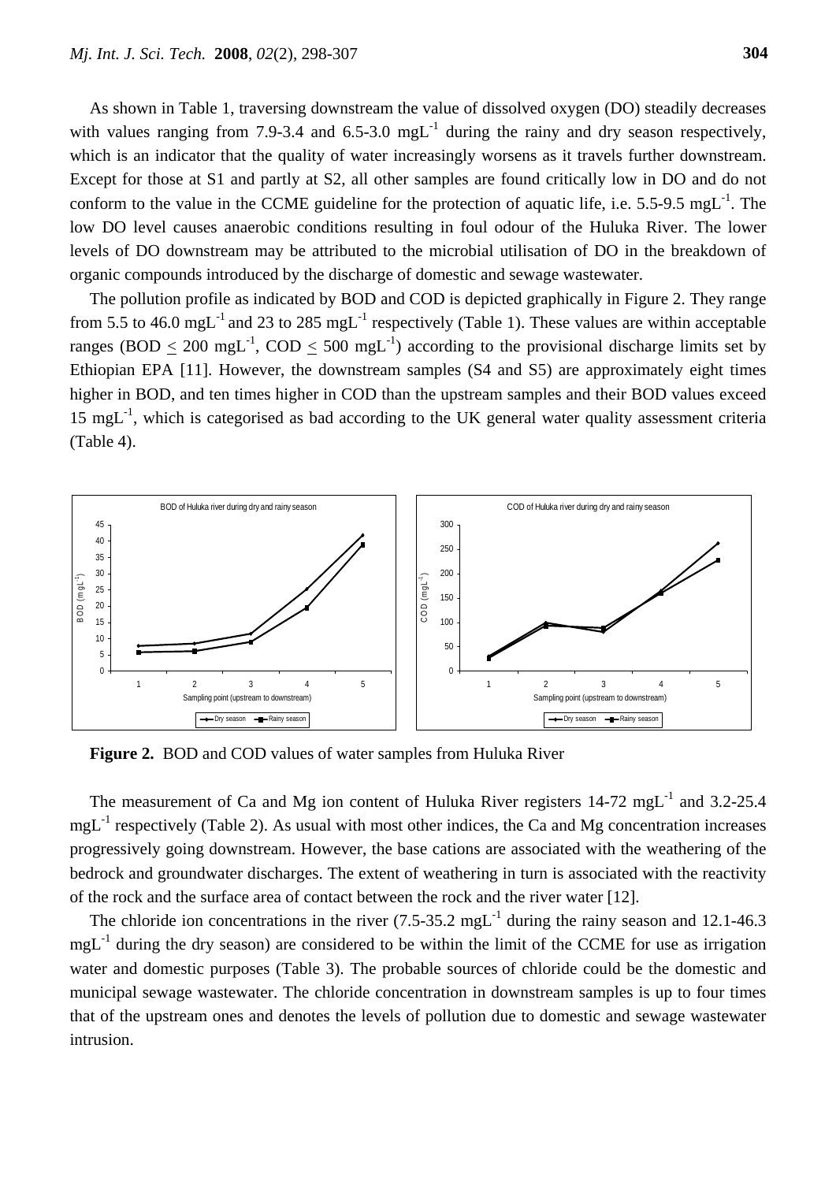As shown in Table 1, traversing downstream the value of dissolved oxygen (DO) steadily decreases with values ranging from 7.9-3.4 and 6.5-3.0 $mgL^{-1}$ during the rainy and dry season respectively, which is an indicator that the quality of water increasingly worsens as it travels further downstream. Except for those at S1 and partly at S2, all other samples are found critically low in DO and do not conform to the value in the CCME guideline for the protection of aquatic life, i.e. 5.5-9.5 $mgL^{-1}$. The low DO level causes anaerobic conditions resulting in foul odour of the Huluka River. The lower levels of DO downstream may be attributed to the microbial utilisation of DO in the breakdown of organic compounds introduced by the discharge of domestic and sewage wastewater.

The pollution profile as indicated by BOD and COD is depicted graphically in Figure 2. They range from 5.5 to 46.0 $mgL^{-1}$ and 23 to 285 $mgL^{-1}$ respectively (Table 1). These values are within acceptable ranges (BOD $\leq$ 200 $mgL^{-1}$, COD $\leq$ 500 $mgL^{-1}$) according to the provisional discharge limits set by Ethiopian EPA [11]. However, the downstream samples (S4 and S5) are approximately eight times higher in BOD, and ten times higher in COD than the upstream samples and their BOD values exceed 15 $mgL^{-1}$, which is categorised as bad according to the UK general water quality assessment criteria (Table 4).

**Figure 2.** BOD and COD values of water samples from Huluka River

The measurement of Ca and Mg ion content of Huluka River registers 14-72 $mgL^{-1}$ and 3.2-25.4 $mgL^{-1}$ respectively (Table 2). As usual with most other indices, the Ca and Mg concentration increases progressively going downstream. However, the base cations are associated with the weathering of the bedrock and groundwater discharges. The extent of weathering in turn is associated with the reactivity of the rock and the surface area of contact between the rock and the river water [12].

The chloride ion concentrations in the river (7.5-35.2 $mgL^{-1}$ during the rainy season and 12.1-46.3 $mgL^{-1}$ during the dry season) are considered to be within the limit of the CCME for use as irrigation water and domestic purposes (Table 3). The probable sources of chloride could be the domestic and municipal sewage wastewater. The chloride concentration in downstream samples is up to four times that of the upstream ones and denotes the levels of pollution due to domestic and sewage wastewater intrusion.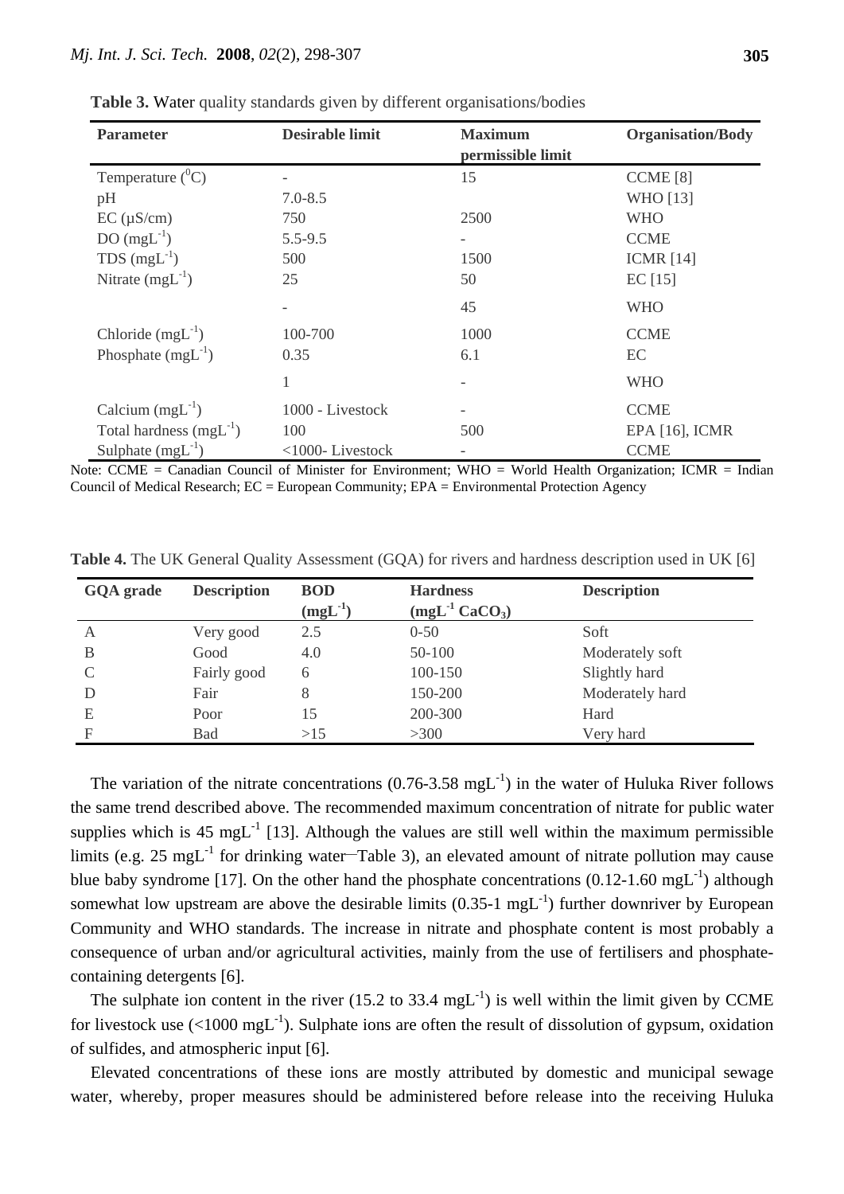**Table 3.** Water quality standards given by different organisations/bodies

| Parameter | Desirable limit | Maximum permissible limit | Organisation/Body |
|---|---|---|---|
| Temperature ($^0$C) | - | 15 | CCME [8] |
| pH | 7.0-8.5 | | WHO [13] |
| EC (µS/cm) | 750 | 2500 | WHO |
| DO (mgL$^{-1}$) | 5.5-9.5 | - | CCME |
| TDS (mgL$^{-1}$) | 500 | 1500 | ICMR [14] |
| Nitrate (mgL$^{-1}$) | 25 | 50 | EC [15] |
| | - | 45 | WHO |
| Chloride (mgL$^{-1}$) | 100-700 | 1000 | CCME |
| Phosphate (mgL$^{-1}$) | 0.35 | 6.1 | EC |
| | 1 | - | WHO |
| Calcium (mgL$^{-1}$) | 1000 - Livestock | - | CCME |
| Total hardness (mgL$^{-1}$) | 100 | 500 | EPA [16], ICMR |
| Sulphate (mgL$^{-1}$) | <1000- Livestock | - | CCME |

Note: CCME = Canadian Council of Minister for Environment; WHO = World Health Organization; ICMR = Indian Council of Medical Research; EC = European Community; EPA = Environmental Protection Agency

**Table 4.** The UK General Quality Assessment (GQA) for rivers and hardness description used in UK [6]

| GQA grade | Description | BOD (mgL$^{-1}$) | Hardness (mgL$^{-1}$ $CaCO_3$) | Description |
|---|---|---|---|---|
| A | Very good | 2.5 | 0-50 | Soft |
| B | Good | 4.0 | 50-100 | Moderately soft |
| C | Fairly good | 6 | 100-150 | Slightly hard |
| D | Fair | 8 | 150-200 | Moderately hard |
| E | Poor | 15 | 200-300 | Hard |
| F | Bad | >15 | >300 | Very hard |

The variation of the nitrate concentrations (0.76-3.58 mgL$^{-1}$) in the water of Huluka River follows the same trend described above. The recommended maximum concentration of nitrate for public water supplies which is 45 mgL$^{-1}$ [13]. Although the values are still well within the maximum permissible limits (e.g. 25 mgL$^{-1}$ for drinking water—Table 3), an elevated amount of nitrate pollution may cause blue baby syndrome [17]. On the other hand the phosphate concentrations (0.12-1.60 mgL$^{-1}$) although somewhat low upstream are above the desirable limits (0.35-1 mgL$^{-1}$) further downriver by European Community and WHO standards. The increase in nitrate and phosphate content is most probably a consequence of urban and/or agricultural activities, mainly from the use of fertilisers and phosphate-containing detergents [6].

The sulphate ion content in the river (15.2 to 33.4 mgL$^{-1}$) is well within the limit given by CCME for livestock use (<1000 mgL$^{-1}$). Sulphate ions are often the result of dissolution of gypsum, oxidation of sulfides, and atmospheric input [6].

Elevated concentrations of these ions are mostly attributed by domestic and municipal sewage water, whereby, proper measures should be administered before release into the receiving Huluka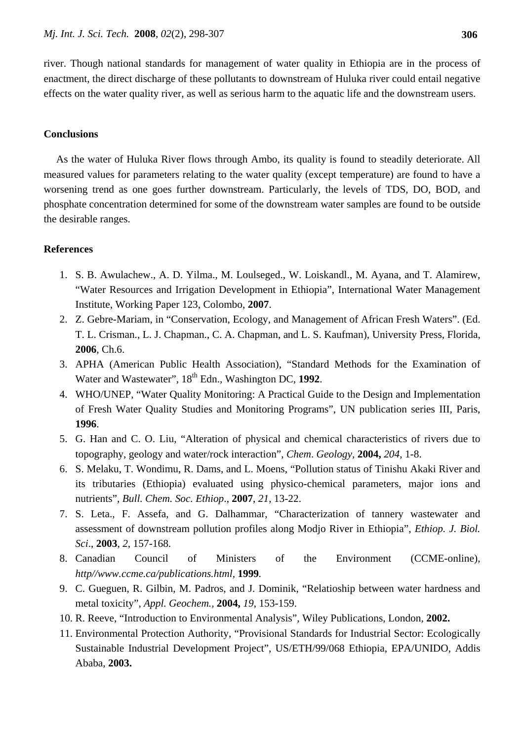river. Though national standards for management of water quality in Ethiopia are in the process of enactment, the direct discharge of these pollutants to downstream of Huluka river could entail negative effects on the water quality river, as well as serious harm to the aquatic life and the downstream users.

## Conclusions

As the water of Huluka River flows through Ambo, its quality is found to steadily deteriorate. All measured values for parameters relating to the water quality (except temperature) are found to have a worsening trend as one goes further downstream. Particularly, the levels of TDS, DO, BOD, and phosphate concentration determined for some of the downstream water samples are found to be outside the desirable ranges.

## References

1. S. B. Awulachew., A. D. Yilma., M. Loulseged., W. Loiskandl., M. Ayana, and T. Alamirew, "Water Resources and Irrigation Development in Ethiopia", International Water Management Institute, Working Paper 123, Colombo, **2007**.
2. Z. Gebre-Mariam, in "Conservation, Ecology, and Management of African Fresh Waters". (Ed. T. L. Crisman., L. J. Chapman., C. A. Chapman, and L. S. Kaufman), University Press, Florida, **2006**, Ch.6.
3. APHA (American Public Health Association), "Standard Methods for the Examination of Water and Wastewater", 18th Edn., Washington DC, **1992**.
4. WHO/UNEP, "Water Quality Monitoring: A Practical Guide to the Design and Implementation of Fresh Water Quality Studies and Monitoring Programs", UN publication series III, Paris, **1996**.
5. G. Han and C. O. Liu, "Alteration of physical and chemical characteristics of rivers due to topography, geology and water/rock interaction", *Chem. Geology*, **2004,** *204*, 1-8.
6. S. Melaku, T. Wondimu, R. Dams, and L. Moens, "Pollution status of Tinishu Akaki River and its tributaries (Ethiopia) evaluated using physico-chemical parameters, major ions and nutrients", *Bull. Chem. Soc. Ethiop*., **2007**, *21*, 13-22.
7. S. Leta., F. Assefa, and G. Dalhammar, "Characterization of tannery wastewater and assessment of downstream pollution profiles along Modjo River in Ethiopia", *Ethiop. J. Biol. Sci*., **2003**, *2*, 157-168.
8. Canadian Council of Ministers of the Environment (CCME-online), *http//www.ccme.ca/publications.html*, **1999**.
9. C. Gueguen, R. Gilbin, M. Padros, and J. Dominik, "Relatioship between water hardness and metal toxicity", *Appl. Geochem.*, **2004,** *19*, 153-159.
10. R. Reeve, "Introduction to Environmental Analysis", Wiley Publications, London, **2002.**
11. Environmental Protection Authority, "Provisional Standards for Industrial Sector: Ecologically Sustainable Industrial Development Project", US/ETH/99/068 Ethiopia, EPA/UNIDO, Addis Ababa, **2003.**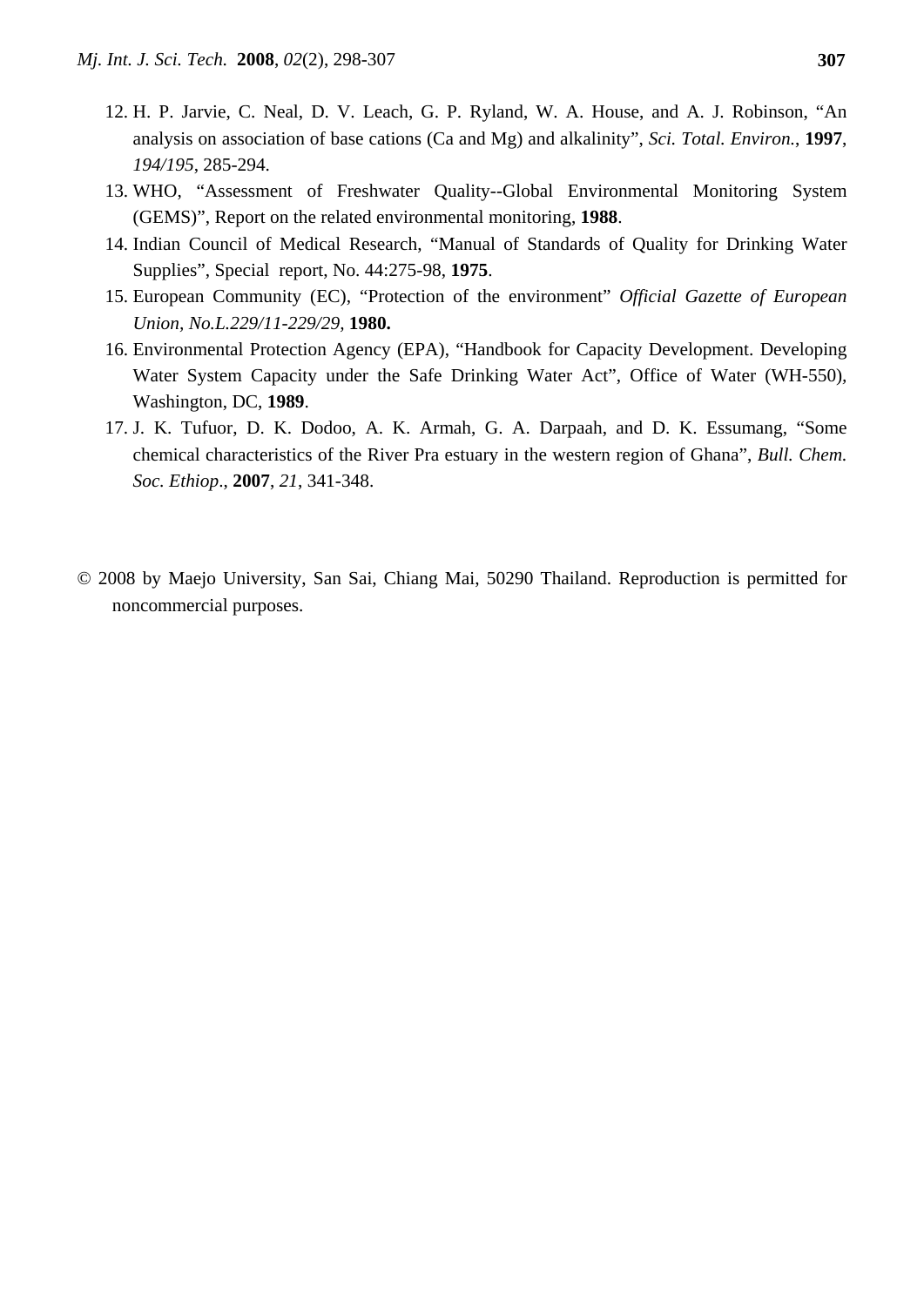12. H. P. Jarvie, C. Neal, D. V. Leach, G. P. Ryland, W. A. House, and A. J. Robinson, "An analysis on association of base cations (Ca and Mg) and alkalinity", *Sci. Total. Environ.*, **1997**, *194/195*, 285-294.
13. WHO, "Assessment of Freshwater Quality--Global Environmental Monitoring System (GEMS)", Report on the related environmental monitoring, **1988**.
14. Indian Council of Medical Research, "Manual of Standards of Quality for Drinking Water Supplies", Special report, No. 44:275-98, **1975**.
15. European Community (EC), "Protection of the environment" *Official Gazette of European Union, No.L.229/11-229/29,* **1980.**
16. Environmental Protection Agency (EPA), "Handbook for Capacity Development. Developing Water System Capacity under the Safe Drinking Water Act", Office of Water (WH-550), Washington, DC, **1989**.
17. J. K. Tufuor, D. K. Dodoo, A. K. Armah, G. A. Darpaah, and D. K. Essumang, "Some chemical characteristics of the River Pra estuary in the western region of Ghana", *Bull. Chem. Soc. Ethiop*., **2007**, *21*, 341-348.

© 2008 by Maejo University, San Sai, Chiang Mai, 50290 Thailand. Reproduction is permitted for noncommercial purposes.